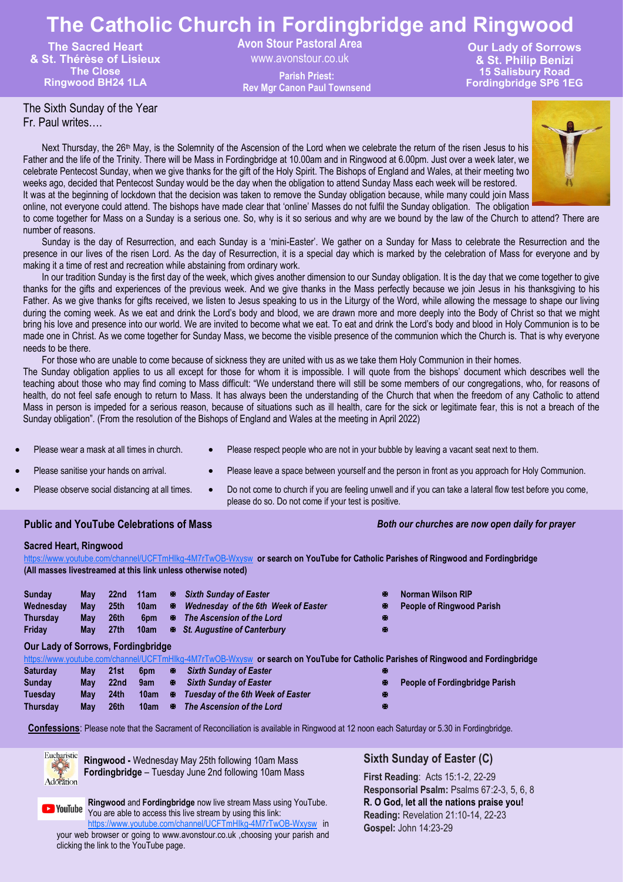# The Catholic Church in Fordingbridge and Ringwood

**The Sacred Heart & St. Thérèse of Lisieux**
**The Close**
**Ringwood BH24 1LA**

**Avon Stour Pastoral Area**
www.avonstour.co.uk
**Parish Priest:**
**Rev Mgr Canon Paul Townsend**

**Our Lady of Sorrows & St. Philip Benizi**
**15 Salisbury Road**
**Fordingbridge SP6 1EG**

The Sixth Sunday of the Year
Fr. Paul writes….

Next Thursday, the 26th May, is the Solemnity of the Ascension of the Lord when we celebrate the return of the risen Jesus to his Father and the life of the Trinity. There will be Mass in Fordingbridge at 10.00am and in Ringwood at 6.00pm. Just over a week later, we celebrate Pentecost Sunday, when we give thanks for the gift of the Holy Spirit. The Bishops of England and Wales, at their meeting two weeks ago, decided that Pentecost Sunday would be the day when the obligation to attend Sunday Mass each week will be restored. It was at the beginning of lockdown that the decision was taken to remove the Sunday obligation because, while many could join Mass online, not everyone could attend. The bishops have made clear that 'online' Masses do not fulfil the Sunday obligation. The obligation to come together for Mass on a Sunday is a serious one. So, why is it so serious and why are we bound by the law of the Church to attend? There are number of reasons.

Sunday is the day of Resurrection, and each Sunday is a 'mini-Easter'. We gather on a Sunday for Mass to celebrate the Resurrection and the presence in our lives of the risen Lord. As the day of Resurrection, it is a special day which is marked by the celebration of Mass for everyone and by making it a time of rest and recreation while abstaining from ordinary work.

In our tradition Sunday is the first day of the week, which gives another dimension to our Sunday obligation. It is the day that we come together to give thanks for the gifts and experiences of the previous week. And we give thanks in the Mass perfectly because we join Jesus in his thanksgiving to his Father. As we give thanks for gifts received, we listen to Jesus speaking to us in the Liturgy of the Word, while allowing the message to shape our living during the coming week. As we eat and drink the Lord's body and blood, we are drawn more and more deeply into the Body of Christ so that we might bring his love and presence into our world. We are invited to become what we eat. To eat and drink the Lord's body and blood in Holy Communion is to be made one in Christ. As we come together for Sunday Mass, we become the visible presence of the communion which the Church is. That is why everyone needs to be there.

For those who are unable to come because of sickness they are united with us as we take them Holy Communion in their homes.

The Sunday obligation applies to us all except for those for whom it is impossible. I will quote from the bishops' document which describes well the teaching about those who may find coming to Mass difficult: "We understand there will still be some members of our congregations, who, for reasons of health, do not feel safe enough to return to Mass. It has always been the understanding of the Church that when the freedom of any Catholic to attend Mass in person is impeded for a serious reason, because of situations such as ill health, care for the sick or legitimate fear, this is not a breach of the Sunday obligation". (From the resolution of the Bishops of England and Wales at the meeting in April 2022)

- Please wear a mask at all times in church.
- Please sanitise your hands on arrival.
- Please observe social distancing at all times.
- Please respect people who are not in your bubble by leaving a vacant seat next to them.
- Please leave a space between yourself and the person in front as you approach for Holy Communion.
- Do not come to church if you are feeling unwell and if you can take a lateral flow test before you come, please do so. Do not come if your test is positive.

## Public and YouTube Celebrations of Mass

*Both our churches are now open daily for prayer*

### Sacred Heart, Ringwood

https://www.youtube.com/channel/UCFTmHlkg-4M7rTwOB-Wxysw **or search on YouTube for Catholic Parishes of Ringwood and Fordingbridge**
**(All masses livestreamed at this link unless otherwise noted)**

| | | | | | |
|---|---|---|---|---|---|
| **Sunday** | **May** | **22nd** | **11am** | ***Sixth Sunday of Easter*** | **Norman Wilson RIP** |
| **Wednesday** | **May** | **25th** | **10am** | ***Wednesday of the 6th Week of Easter*** | **People of Ringwood Parish** |
| **Thursday** | **May** | **26th** | **6pm** | ***The Ascension of the Lord*** | |
| **Friday** | **May** | **27th** | **10am** | ***St. Augustine of Canterbury*** | |

### Our Lady of Sorrows, Fordingbridge

https://www.youtube.com/channel/UCFTmHlkg-4M7rTwOB-Wxysw **or search on YouTube for Catholic Parishes of Ringwood and Fordingbridge**

| | | | | | |
|---|---|---|---|---|---|
| **Saturday** | **May** | **21st** | **6pm** | ***Sixth Sunday of Easter*** | |
| **Sunday** | **May** | **22nd** | **9am** | ***Sixth Sunday of Easter*** | **People of Fordingbridge Parish** |
| **Tuesday** | **May** | **24th** | **10am** | ***Tuesday of the 6th Week of Easter*** | |
| **Thursday** | **May** | **26th** | **10am** | ***The Ascension of the Lord*** | |

**Confessions**: Please note that the Sacrament of Reconciliation is available in Ringwood at 12 noon each Saturday or 5.30 in Fordingbridge.

Eucharistic Adoration

**Ringwood -** Wednesday May 25th following 10am Mass
**Fordingbridge** – Tuesday June 2nd following 10am Mass

**Ringwood** and **Fordingbridge** now live stream Mass using YouTube. You are able to access this live stream by using this link: https://www.youtube.com/channel/UCFTmHlkg-4M7rTwOB-Wxysw in your web browser or going to www.avonstour.co.uk ,choosing your parish and clicking the link to the YouTube page.

## Sixth Sunday of Easter (C)

**First Reading**: Acts 15:1-2, 22-29
**Responsorial Psalm:** Psalms 67:2-3, 5, 6, 8
**R. O God, let all the nations praise you!**
**Reading:** Revelation 21:10-14, 22-23
**Gospel:** John 14:23-29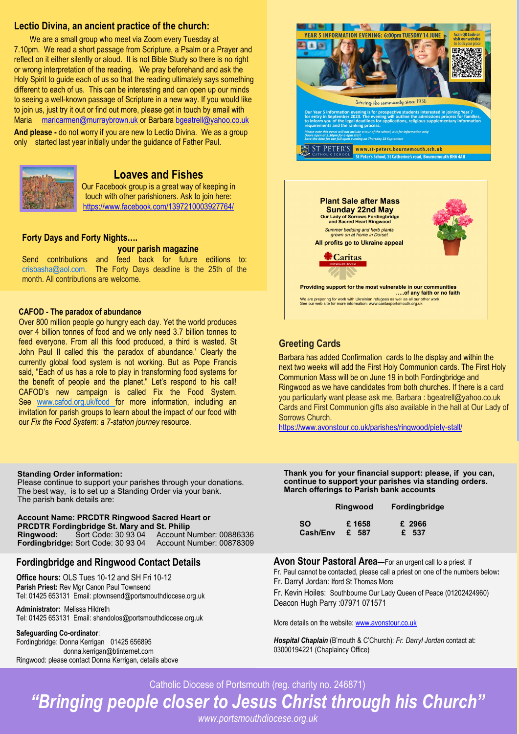## Lectio Divina, an ancient practice of the church:

We are a small group who meet via Zoom every Tuesday at 7.10pm. We read a short passage from Scripture, a Psalm or a Prayer and reflect on it either silently or aloud. It is not Bible Study so there is no right or wrong interpretation of the reading. We pray beforehand and ask the Holy Spirit to guide each of us so that the reading ultimately says something different to each of us. This can be interesting and can open up our minds to seeing a well-known passage of Scripture in a new way. If you would like to join us, just try it out or find out more, please get in touch by email with Maria maricarmen@murraybrown.uk or Barbara bgeatrell@yahoo.co.uk

**And please -** do not worry if you are new to Lectio Divina. We as a group only started last year initially under the guidance of Father Paul.

## Loaves and Fishes

Our Facebook group is a great way of keeping in touch with other parishioners. Ask to join here: https://www.facebook.com/1397210003927764/

### Forty Days and Forty Nights….

**your parish magazine**

Send contributions and feed back for future editions to: crisbasha@aol.com. The Forty Days deadline is the 25th of the month. All contributions are welcome.

### CAFOD - The paradox of abundance

Over 800 million people go hungry each day. Yet the world produces over 4 billion tonnes of food and we only need 3.7 billion tonnes to feed everyone. From all this food produced, a third is wasted. St John Paul II called this 'the paradox of abundance.' Clearly the currently global food system is not working. But as Pope Francis said, "Each of us has a role to play in transforming food systems for the benefit of people and the planet." Let's respond to his call! CAFOD's new campaign is called Fix the Food System. See www.cafod.org.uk/food for more information, including an invitation for parish groups to learn about the impact of our food with our *Fix the Food System: a 7-station journey* resource.

**YEAR 5 INFORMATION EVENING: 6:00pm TUESDAY 14 JUNE**

Scan QR Code or visit our website to book your place

Serving the community since 1936

Our Year 5 information evening is for prospective students interested in joining Year 7 for entry in September 2023. The evening will outline the admissions process for families, to inform you of the legal deadlines for applications, religious supplementary information requirements and the ranking process.

*Please note this event will not include a tour of the school, it is for information only*
*Doors open at 5.30pm for a 6pm start*
*Save the date for our full open evening on Thursday 22 September*

ST PETER'S CATHOLIC SCHOOL www.st-peters.bournemouth.sch.uk
St Peter's School, St Catherine's road, Bournemouth BH6 4AH

**Plant Sale after Mass**
**Sunday 22nd May**
**Our Lady of Sorrows Fordingbridge and Sacred Heart Ringwood**

*Summer bedding and herb plants grown on at home in Dorset*

**All profits go to Ukraine appeal**

Caritas Portsmouth Diocese

**Providing support for the most vulnerable in our communities …..of any faith or no faith**

We are preparing for work with Ukrainian refugees as well as all our other work
See our web site for more information: www.caritasportsmouth.org.uk

## Greeting Cards

Barbara has added Confirmation cards to the display and within the next two weeks will add the First Holy Communion cards. The First Holy Communion Mass will be on June 19 in both Fordingbridge and Ringwood as we have candidates from both churches. If there is a card you particularly want please ask me, Barbara : bgeatrell@yahoo.co.uk Cards and First Communion gifts also available in the hall at Our Lady of Sorrows Church.
https://www.avonstour.co.uk/parishes/ringwood/piety-stall/

**Standing Order information:**
Please continue to support your parishes through your donations. The best way, is to set up a Standing Order via your bank. The parish bank details are:

**Account Name: PRCDTR Ringwood Sacred Heart or PRCDTR Fordingbridge St. Mary and St. Philip**
**Ringwood:** Sort Code: 30 93 04 Account Number: 00886336
**Fordingbridge:** Sort Code: 30 93 04 Account Number: 00878309

**Thank you for your financial support: please, if you can, continue to support your parishes via standing orders. March offerings to Parish bank accounts**

| | Ringwood | Fordingbridge |
|---|---|---|
| SO | £ 1658 | £ 2966 |
| Cash/Env | £ 587 | £ 537 |

## Fordingbridge and Ringwood Contact Details

**Office hours:** OLS Tues 10-12 and SH Fri 10-12
**Parish Priest:** Rev Mgr Canon Paul Townsend
Tel: 01425 653131 Email: ptownsend@portsmouthdiocese.org.uk

**Administrator:** Melissa Hildreth
Tel: 01425 653131 Email: shandolos@portsmouthdiocese.org.uk

**Safeguarding Co-ordinator**:
Fordingbridge: Donna Kerrigan 01425 656895
donna.kerrigan@btinternet.com
Ringwood: please contact Donna Kerrigan, details above

**Avon Stour Pastoral Area—**For an urgent call to a priest if Fr. Paul cannot be contacted, please call a priest on one of the numbers below:
Fr. Darryl Jordan: Iford St Thomas More
Fr. Kevin Hoiles: Southbourne Our Lady Queen of Peace (01202424960)
Deacon Hugh Parry :07971 071571

More details on the website: www.avonstour.co.uk

***Hospital Chaplain*** (B'mouth & C'Church): *Fr. Darryl Jordan* contact at: 03000194221 (Chaplaincy Office)

Catholic Diocese of Portsmouth (reg. charity no. 246871)

***"Bringing people closer to Jesus Christ through his Church"***

*www.portsmouthdiocese.org.uk*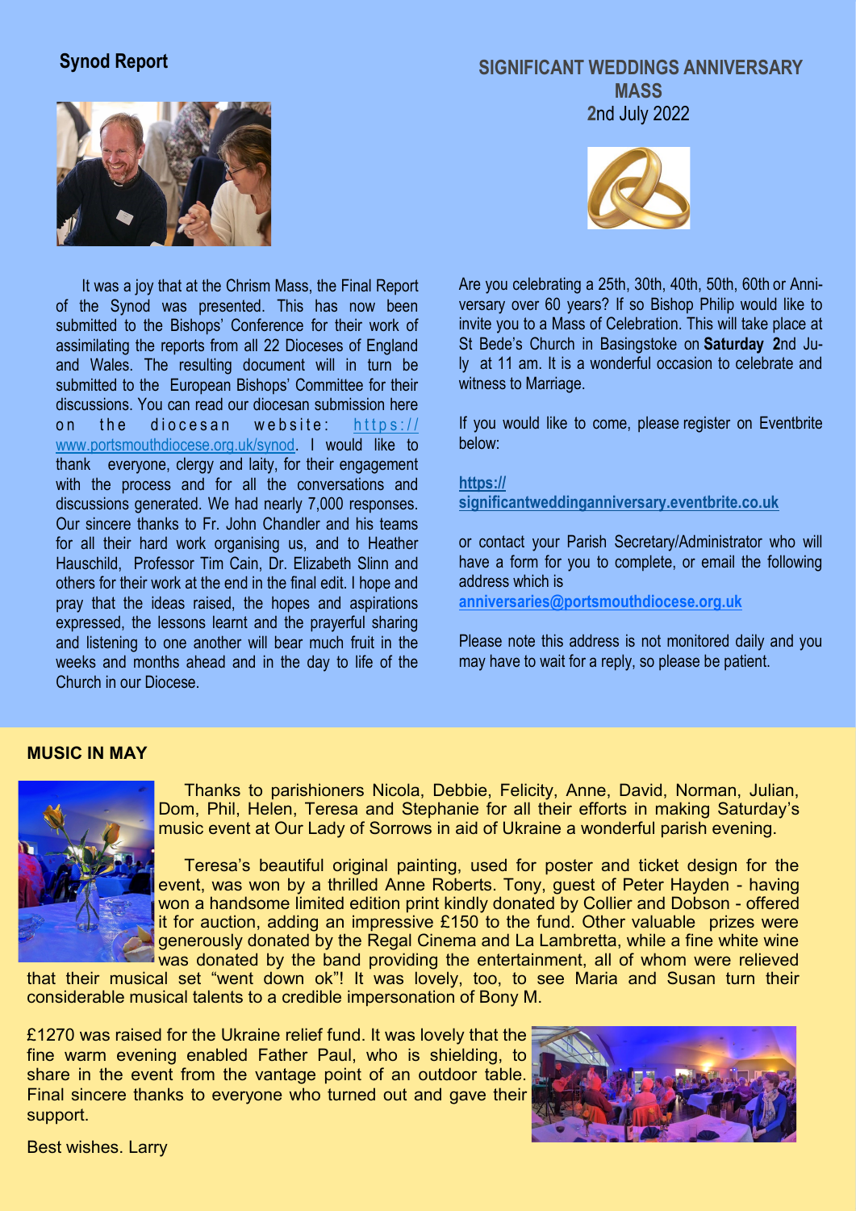## Synod Report

It was a joy that at the Chrism Mass, the Final Report of the Synod was presented. This has now been submitted to the Bishops' Conference for their work of assimilating the reports from all 22 Dioceses of England and Wales. The resulting document will in turn be submitted to the European Bishops' Committee for their discussions. You can read our diocesan submission here on the diocesan website: https://www.portsmouthdiocese.org.uk/synod. I would like to thank everyone, clergy and laity, for their engagement with the process and for all the conversations and discussions generated. We had nearly 7,000 responses. Our sincere thanks to Fr. John Chandler and his teams for all their hard work organising us, and to Heather Hauschild, Professor Tim Cain, Dr. Elizabeth Slinn and others for their work at the end in the final edit. I hope and pray that the ideas raised, the hopes and aspirations expressed, the lessons learnt and the prayerful sharing and listening to one another will bear much fruit in the weeks and months ahead and in the day to life of the Church in our Diocese.

## SIGNIFICANT WEDDINGS ANNIVERSARY MASS

2nd July 2022

Are you celebrating a 25th, 30th, 40th, 50th, 60th or Anniversary over 60 years? If so Bishop Philip would like to invite you to a Mass of Celebration. This will take place at St Bede's Church in Basingstoke on **Saturday 2**nd July at 11 am. It is a wonderful occasion to celebrate and witness to Marriage.

If you would like to come, please register on Eventbrite below:

**https://significantweddinganniversary.eventbrite.co.uk**

or contact your Parish Secretary/Administrator who will have a form for you to complete, or email the following address which is **anniversaries@portsmouthdiocese.org.uk**

Please note this address is not monitored daily and you may have to wait for a reply, so please be patient.

## MUSIC IN MAY

Thanks to parishioners Nicola, Debbie, Felicity, Anne, David, Norman, Julian, Dom, Phil, Helen, Teresa and Stephanie for all their efforts in making Saturday's music event at Our Lady of Sorrows in aid of Ukraine a wonderful parish evening.

Teresa's beautiful original painting, used for poster and ticket design for the event, was won by a thrilled Anne Roberts. Tony, guest of Peter Hayden - having won a handsome limited edition print kindly donated by Collier and Dobson - offered it for auction, adding an impressive £150 to the fund. Other valuable prizes were generously donated by the Regal Cinema and La Lambretta, while a fine white wine was donated by the band providing the entertainment, all of whom were relieved that their musical set "went down ok"! It was lovely, too, to see Maria and Susan turn their considerable musical talents to a credible impersonation of Bony M.

£1270 was raised for the Ukraine relief fund. It was lovely that the fine warm evening enabled Father Paul, who is shielding, to share in the event from the vantage point of an outdoor table. Final sincere thanks to everyone who turned out and gave their support.

Best wishes. Larry